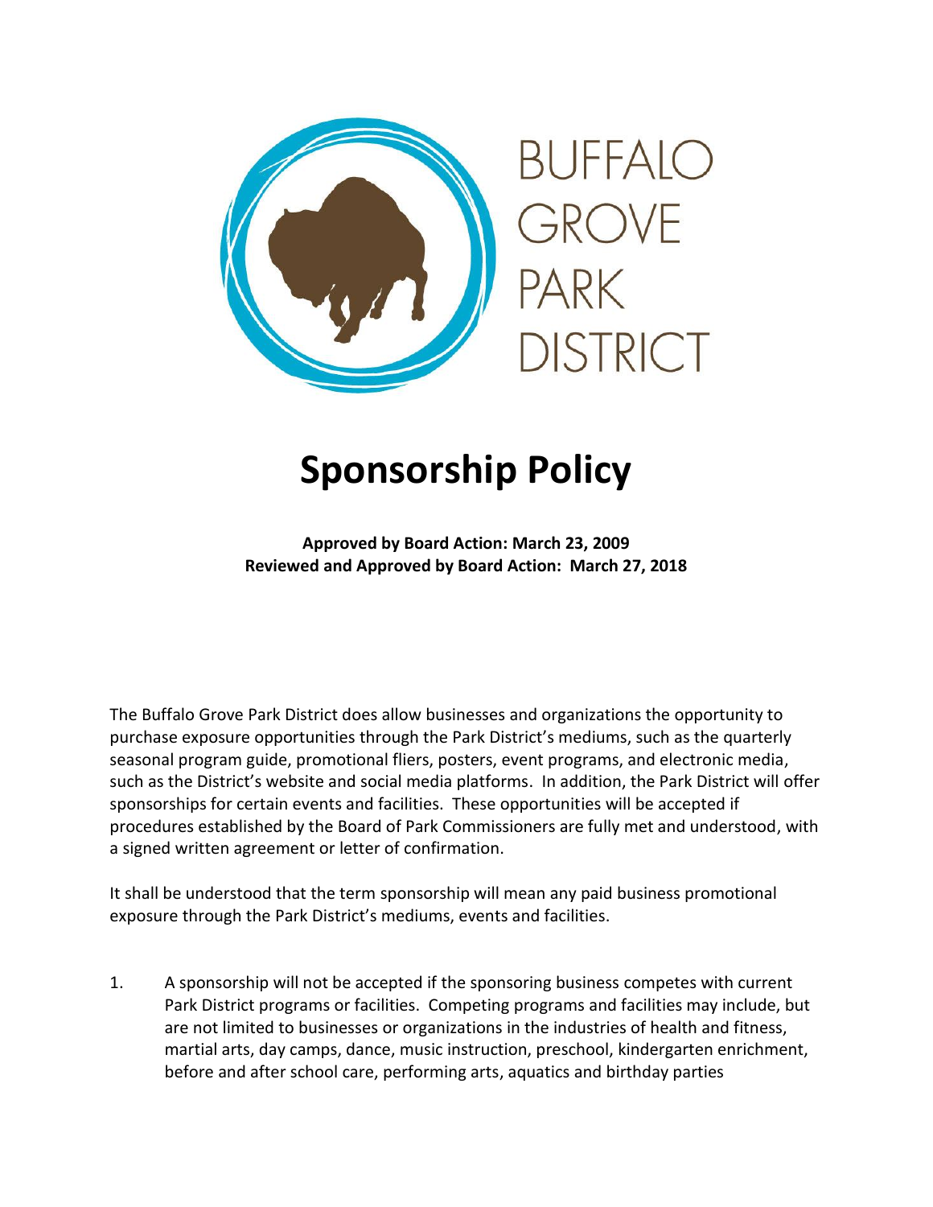BUFFALO GROVE PARK DISTRICT

# Sponsorship Policy

**Approved by Board Action: March 23, 2009**
**Reviewed and Approved by Board Action: March 27, 2018**

The Buffalo Grove Park District does allow businesses and organizations the opportunity to purchase exposure opportunities through the Park District's mediums, such as the quarterly seasonal program guide, promotional fliers, posters, event programs, and electronic media, such as the District's website and social media platforms. In addition, the Park District will offer sponsorships for certain events and facilities. These opportunities will be accepted if procedures established by the Board of Park Commissioners are fully met and understood, with a signed written agreement or letter of confirmation.

It shall be understood that the term sponsorship will mean any paid business promotional exposure through the Park District's mediums, events and facilities.

1. A sponsorship will not be accepted if the sponsoring business competes with current Park District programs or facilities. Competing programs and facilities may include, but are not limited to businesses or organizations in the industries of health and fitness, martial arts, day camps, dance, music instruction, preschool, kindergarten enrichment, before and after school care, performing arts, aquatics and birthday parties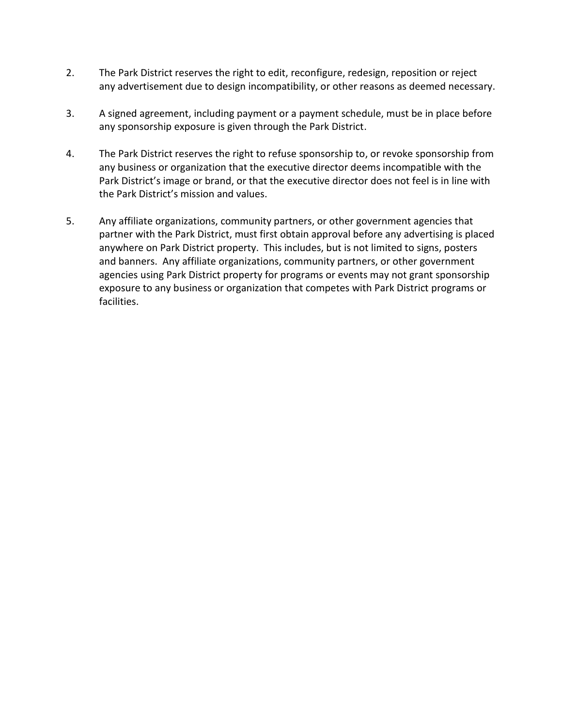2. The Park District reserves the right to edit, reconfigure, redesign, reposition or reject any advertisement due to design incompatibility, or other reasons as deemed necessary.

3. A signed agreement, including payment or a payment schedule, must be in place before any sponsorship exposure is given through the Park District.

4. The Park District reserves the right to refuse sponsorship to, or revoke sponsorship from any business or organization that the executive director deems incompatible with the Park District's image or brand, or that the executive director does not feel is in line with the Park District's mission and values.

5. Any affiliate organizations, community partners, or other government agencies that partner with the Park District, must first obtain approval before any advertising is placed anywhere on Park District property. This includes, but is not limited to signs, posters and banners. Any affiliate organizations, community partners, or other government agencies using Park District property for programs or events may not grant sponsorship exposure to any business or organization that competes with Park District programs or facilities.